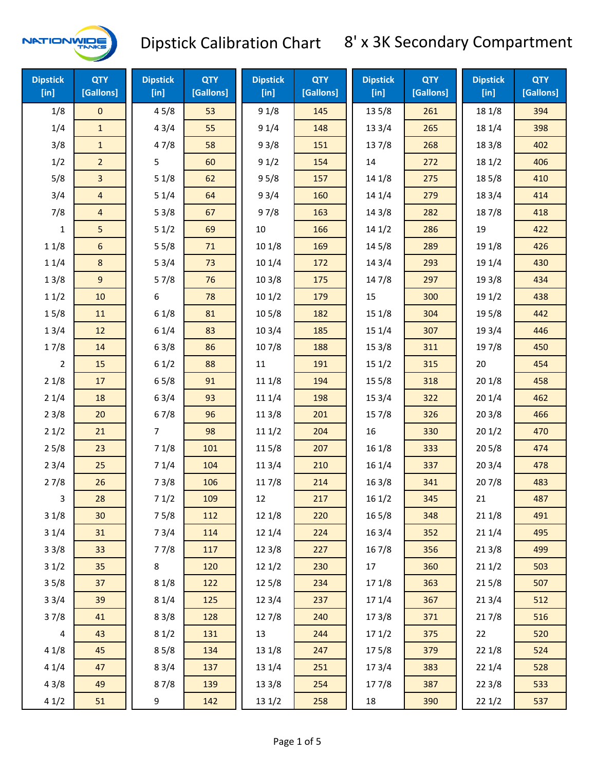# Dipstick Calibration Chart

## 8' x 3K Secondary Compartment

| Dipstick [in] | QTY [Gallons] |
|---|---|
| 1/8 | 0 |
| 1/4 | 1 |
| 3/8 | 1 |
| 1/2 | 2 |
| 5/8 | 3 |
| 3/4 | 4 |
| 7/8 | 4 |
| 1 | 5 |
| 1 1/8 | 6 |
| 1 1/4 | 8 |
| 1 3/8 | 9 |
| 1 1/2 | 10 |
| 1 5/8 | 11 |
| 1 3/4 | 12 |
| 1 7/8 | 14 |
| 2 | 15 |
| 2 1/8 | 17 |
| 2 1/4 | 18 |
| 2 3/8 | 20 |
| 2 1/2 | 21 |
| 2 5/8 | 23 |
| 2 3/4 | 25 |
| 2 7/8 | 26 |
| 3 | 28 |
| 3 1/8 | 30 |
| 3 1/4 | 31 |
| 3 3/8 | 33 |
| 3 1/2 | 35 |
| 3 5/8 | 37 |
| 3 3/4 | 39 |
| 3 7/8 | 41 |
| 4 | 43 |
| 4 1/8 | 45 |
| 4 1/4 | 47 |
| 4 3/8 | 49 |
| 4 1/2 | 51 |
| 4 5/8 | 53 |
| 4 3/4 | 55 |
| 4 7/8 | 58 |
| 5 | 60 |
| 5 1/8 | 62 |
| 5 1/4 | 64 |
| 5 3/8 | 67 |
| 5 1/2 | 69 |
| 5 5/8 | 71 |
| 5 3/4 | 73 |
| 5 7/8 | 76 |
| 6 | 78 |
| 6 1/8 | 81 |
| 6 1/4 | 83 |
| 6 3/8 | 86 |
| 6 1/2 | 88 |
| 6 5/8 | 91 |
| 6 3/4 | 93 |
| 6 7/8 | 96 |
| 7 | 98 |
| 7 1/8 | 101 |
| 7 1/4 | 104 |
| 7 3/8 | 106 |
| 7 1/2 | 109 |
| 7 5/8 | 112 |
| 7 3/4 | 114 |
| 7 7/8 | 117 |
| 8 | 120 |
| 8 1/8 | 122 |
| 8 1/4 | 125 |
| 8 3/8 | 128 |
| 8 1/2 | 131 |
| 8 5/8 | 134 |
| 8 3/4 | 137 |
| 8 7/8 | 139 |
| 9 | 142 |
| 9 1/8 | 145 |
| 9 1/4 | 148 |
| 9 3/8 | 151 |
| 9 1/2 | 154 |
| 9 5/8 | 157 |
| 9 3/4 | 160 |
| 9 7/8 | 163 |
| 10 | 166 |
| 10 1/8 | 169 |
| 10 1/4 | 172 |
| 10 3/8 | 175 |
| 10 1/2 | 179 |
| 10 5/8 | 182 |
| 10 3/4 | 185 |
| 10 7/8 | 188 |
| 11 | 191 |
| 11 1/8 | 194 |
| 11 1/4 | 198 |
| 11 3/8 | 201 |
| 11 1/2 | 204 |
| 11 5/8 | 207 |
| 11 3/4 | 210 |
| 11 7/8 | 214 |
| 12 | 217 |
| 12 1/8 | 220 |
| 12 1/4 | 224 |
| 12 3/8 | 227 |
| 12 1/2 | 230 |
| 12 5/8 | 234 |
| 12 3/4 | 237 |
| 12 7/8 | 240 |
| 13 | 244 |
| 13 1/8 | 247 |
| 13 1/4 | 251 |
| 13 3/8 | 254 |
| 13 1/2 | 258 |
| 13 5/8 | 261 |
| 13 3/4 | 265 |
| 13 7/8 | 268 |
| 14 | 272 |
| 14 1/8 | 275 |
| 14 1/4 | 279 |
| 14 3/8 | 282 |
| 14 1/2 | 286 |
| 14 5/8 | 289 |
| 14 3/4 | 293 |
| 14 7/8 | 297 |
| 15 | 300 |
| 15 1/8 | 304 |
| 15 1/4 | 307 |
| 15 3/8 | 311 |
| 15 1/2 | 315 |
| 15 5/8 | 318 |
| 15 3/4 | 322 |
| 15 7/8 | 326 |
| 16 | 330 |
| 16 1/8 | 333 |
| 16 1/4 | 337 |
| 16 3/8 | 341 |
| 16 1/2 | 345 |
| 16 5/8 | 348 |
| 16 3/4 | 352 |
| 16 7/8 | 356 |
| 17 | 360 |
| 17 1/8 | 363 |
| 17 1/4 | 367 |
| 17 3/8 | 371 |
| 17 1/2 | 375 |
| 17 5/8 | 379 |
| 17 3/4 | 383 |
| 17 7/8 | 387 |
| 18 | 390 |
| 18 1/8 | 394 |
| 18 1/4 | 398 |
| 18 3/8 | 402 |
| 18 1/2 | 406 |
| 18 5/8 | 410 |
| 18 3/4 | 414 |
| 18 7/8 | 418 |
| 19 | 422 |
| 19 1/8 | 426 |
| 19 1/4 | 430 |
| 19 3/8 | 434 |
| 19 1/2 | 438 |
| 19 5/8 | 442 |
| 19 3/4 | 446 |
| 19 7/8 | 450 |
| 20 | 454 |
| 20 1/8 | 458 |
| 20 1/4 | 462 |
| 20 3/8 | 466 |
| 20 1/2 | 470 |
| 20 5/8 | 474 |
| 20 3/4 | 478 |
| 20 7/8 | 483 |
| 21 | 487 |
| 21 1/8 | 491 |
| 21 1/4 | 495 |
| 21 3/8 | 499 |
| 21 1/2 | 503 |
| 21 5/8 | 507 |
| 21 3/4 | 512 |
| 21 7/8 | 516 |
| 22 | 520 |
| 22 1/8 | 524 |
| 22 1/4 | 528 |
| 22 3/8 | 533 |
| 22 1/2 | 537 |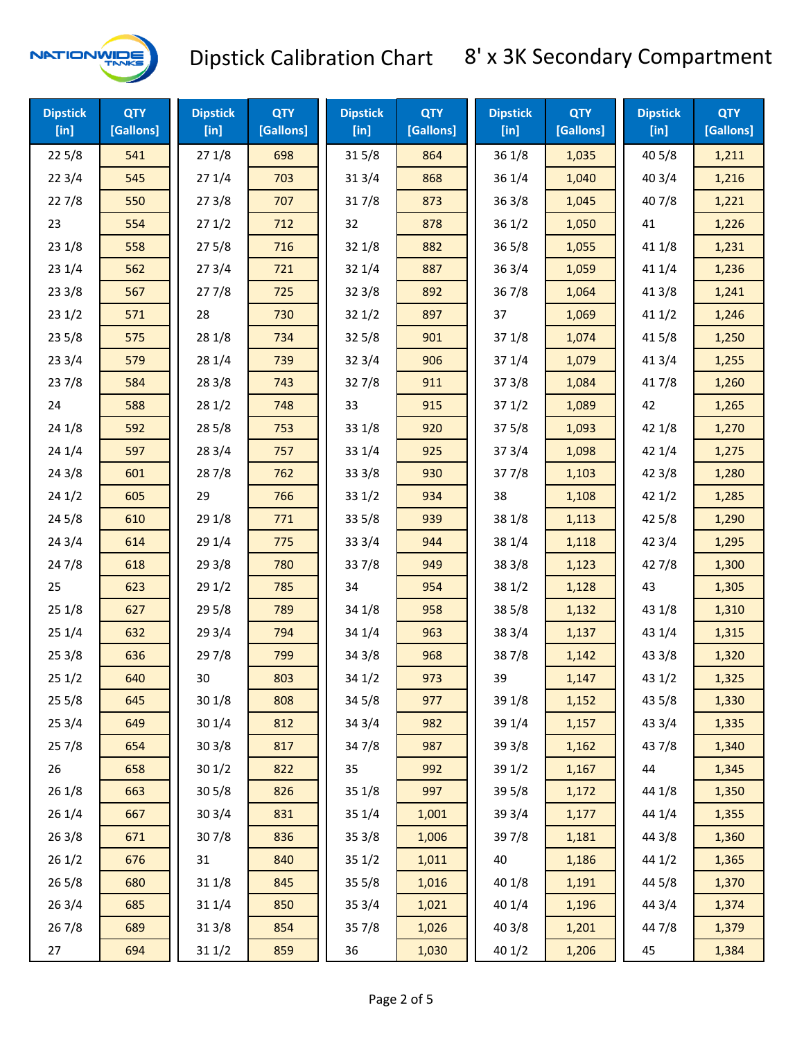# Dipstick Calibration Chart — 8' x 3K Secondary Compartment

| Dipstick [in] | QTY [Gallons] | Dipstick [in] | QTY [Gallons] | Dipstick [in] | QTY [Gallons] | Dipstick [in] | QTY [Gallons] | Dipstick [in] | QTY [Gallons] |
|---|---|---|---|---|---|---|---|---|---|
| 22 5/8 | 541 | 27 1/8 | 698 | 31 5/8 | 864 | 36 1/8 | 1,035 | 40 5/8 | 1,211 |
| 22 3/4 | 545 | 27 1/4 | 703 | 31 3/4 | 868 | 36 1/4 | 1,040 | 40 3/4 | 1,216 |
| 22 7/8 | 550 | 27 3/8 | 707 | 31 7/8 | 873 | 36 3/8 | 1,045 | 40 7/8 | 1,221 |
| 23 | 554 | 27 1/2 | 712 | 32 | 878 | 36 1/2 | 1,050 | 41 | 1,226 |
| 23 1/8 | 558 | 27 5/8 | 716 | 32 1/8 | 882 | 36 5/8 | 1,055 | 41 1/8 | 1,231 |
| 23 1/4 | 562 | 27 3/4 | 721 | 32 1/4 | 887 | 36 3/4 | 1,059 | 41 1/4 | 1,236 |
| 23 3/8 | 567 | 27 7/8 | 725 | 32 3/8 | 892 | 36 7/8 | 1,064 | 41 3/8 | 1,241 |
| 23 1/2 | 571 | 28 | 730 | 32 1/2 | 897 | 37 | 1,069 | 41 1/2 | 1,246 |
| 23 5/8 | 575 | 28 1/8 | 734 | 32 5/8 | 901 | 37 1/8 | 1,074 | 41 5/8 | 1,250 |
| 23 3/4 | 579 | 28 1/4 | 739 | 32 3/4 | 906 | 37 1/4 | 1,079 | 41 3/4 | 1,255 |
| 23 7/8 | 584 | 28 3/8 | 743 | 32 7/8 | 911 | 37 3/8 | 1,084 | 41 7/8 | 1,260 |
| 24 | 588 | 28 1/2 | 748 | 33 | 915 | 37 1/2 | 1,089 | 42 | 1,265 |
| 24 1/8 | 592 | 28 5/8 | 753 | 33 1/8 | 920 | 37 5/8 | 1,093 | 42 1/8 | 1,270 |
| 24 1/4 | 597 | 28 3/4 | 757 | 33 1/4 | 925 | 37 3/4 | 1,098 | 42 1/4 | 1,275 |
| 24 3/8 | 601 | 28 7/8 | 762 | 33 3/8 | 930 | 37 7/8 | 1,103 | 42 3/8 | 1,280 |
| 24 1/2 | 605 | 29 | 766 | 33 1/2 | 934 | 38 | 1,108 | 42 1/2 | 1,285 |
| 24 5/8 | 610 | 29 1/8 | 771 | 33 5/8 | 939 | 38 1/8 | 1,113 | 42 5/8 | 1,290 |
| 24 3/4 | 614 | 29 1/4 | 775 | 33 3/4 | 944 | 38 1/4 | 1,118 | 42 3/4 | 1,295 |
| 24 7/8 | 618 | 29 3/8 | 780 | 33 7/8 | 949 | 38 3/8 | 1,123 | 42 7/8 | 1,300 |
| 25 | 623 | 29 1/2 | 785 | 34 | 954 | 38 1/2 | 1,128 | 43 | 1,305 |
| 25 1/8 | 627 | 29 5/8 | 789 | 34 1/8 | 958 | 38 5/8 | 1,132 | 43 1/8 | 1,310 |
| 25 1/4 | 632 | 29 3/4 | 794 | 34 1/4 | 963 | 38 3/4 | 1,137 | 43 1/4 | 1,315 |
| 25 3/8 | 636 | 29 7/8 | 799 | 34 3/8 | 968 | 38 7/8 | 1,142 | 43 3/8 | 1,320 |
| 25 1/2 | 640 | 30 | 803 | 34 1/2 | 973 | 39 | 1,147 | 43 1/2 | 1,325 |
| 25 5/8 | 645 | 30 1/8 | 808 | 34 5/8 | 977 | 39 1/8 | 1,152 | 43 5/8 | 1,330 |
| 25 3/4 | 649 | 30 1/4 | 812 | 34 3/4 | 982 | 39 1/4 | 1,157 | 43 3/4 | 1,335 |
| 25 7/8 | 654 | 30 3/8 | 817 | 34 7/8 | 987 | 39 3/8 | 1,162 | 43 7/8 | 1,340 |
| 26 | 658 | 30 1/2 | 822 | 35 | 992 | 39 1/2 | 1,167 | 44 | 1,345 |
| 26 1/8 | 663 | 30 5/8 | 826 | 35 1/8 | 997 | 39 5/8 | 1,172 | 44 1/8 | 1,350 |
| 26 1/4 | 667 | 30 3/4 | 831 | 35 1/4 | 1,001 | 39 3/4 | 1,177 | 44 1/4 | 1,355 |
| 26 3/8 | 671 | 30 7/8 | 836 | 35 3/8 | 1,006 | 39 7/8 | 1,181 | 44 3/8 | 1,360 |
| 26 1/2 | 676 | 31 | 840 | 35 1/2 | 1,011 | 40 | 1,186 | 44 1/2 | 1,365 |
| 26 5/8 | 680 | 31 1/8 | 845 | 35 5/8 | 1,016 | 40 1/8 | 1,191 | 44 5/8 | 1,370 |
| 26 3/4 | 685 | 31 1/4 | 850 | 35 3/4 | 1,021 | 40 1/4 | 1,196 | 44 3/4 | 1,374 |
| 26 7/8 | 689 | 31 3/8 | 854 | 35 7/8 | 1,026 | 40 3/8 | 1,201 | 44 7/8 | 1,379 |
| 27 | 694 | 31 1/2 | 859 | 36 | 1,030 | 40 1/2 | 1,206 | 45 | 1,384 |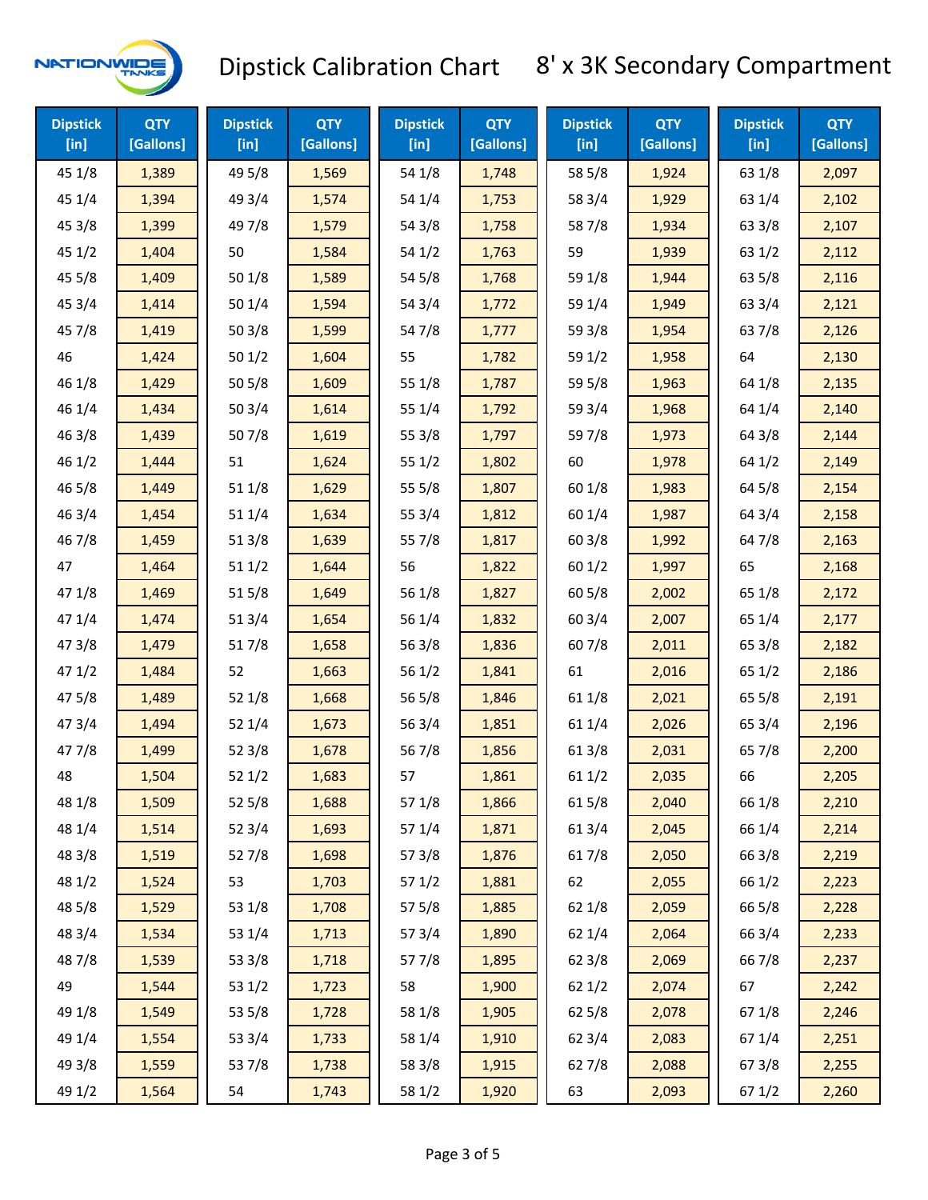# Dipstick Calibration Chart — 8' x 3K Secondary Compartment

| Dipstick [in] | QTY [Gallons] | Dipstick [in] | QTY [Gallons] | Dipstick [in] | QTY [Gallons] | Dipstick [in] | QTY [Gallons] | Dipstick [in] | QTY [Gallons] |
|---|---|---|---|---|---|---|---|---|---|
| 45 1/8 | 1,389 | 49 5/8 | 1,569 | 54 1/8 | 1,748 | 58 5/8 | 1,924 | 63 1/8 | 2,097 |
| 45 1/4 | 1,394 | 49 3/4 | 1,574 | 54 1/4 | 1,753 | 58 3/4 | 1,929 | 63 1/4 | 2,102 |
| 45 3/8 | 1,399 | 49 7/8 | 1,579 | 54 3/8 | 1,758 | 58 7/8 | 1,934 | 63 3/8 | 2,107 |
| 45 1/2 | 1,404 | 50 | 1,584 | 54 1/2 | 1,763 | 59 | 1,939 | 63 1/2 | 2,112 |
| 45 5/8 | 1,409 | 50 1/8 | 1,589 | 54 5/8 | 1,768 | 59 1/8 | 1,944 | 63 5/8 | 2,116 |
| 45 3/4 | 1,414 | 50 1/4 | 1,594 | 54 3/4 | 1,772 | 59 1/4 | 1,949 | 63 3/4 | 2,121 |
| 45 7/8 | 1,419 | 50 3/8 | 1,599 | 54 7/8 | 1,777 | 59 3/8 | 1,954 | 63 7/8 | 2,126 |
| 46 | 1,424 | 50 1/2 | 1,604 | 55 | 1,782 | 59 1/2 | 1,958 | 64 | 2,130 |
| 46 1/8 | 1,429 | 50 5/8 | 1,609 | 55 1/8 | 1,787 | 59 5/8 | 1,963 | 64 1/8 | 2,135 |
| 46 1/4 | 1,434 | 50 3/4 | 1,614 | 55 1/4 | 1,792 | 59 3/4 | 1,968 | 64 1/4 | 2,140 |
| 46 3/8 | 1,439 | 50 7/8 | 1,619 | 55 3/8 | 1,797 | 59 7/8 | 1,973 | 64 3/8 | 2,144 |
| 46 1/2 | 1,444 | 51 | 1,624 | 55 1/2 | 1,802 | 60 | 1,978 | 64 1/2 | 2,149 |
| 46 5/8 | 1,449 | 51 1/8 | 1,629 | 55 5/8 | 1,807 | 60 1/8 | 1,983 | 64 5/8 | 2,154 |
| 46 3/4 | 1,454 | 51 1/4 | 1,634 | 55 3/4 | 1,812 | 60 1/4 | 1,987 | 64 3/4 | 2,158 |
| 46 7/8 | 1,459 | 51 3/8 | 1,639 | 55 7/8 | 1,817 | 60 3/8 | 1,992 | 64 7/8 | 2,163 |
| 47 | 1,464 | 51 1/2 | 1,644 | 56 | 1,822 | 60 1/2 | 1,997 | 65 | 2,168 |
| 47 1/8 | 1,469 | 51 5/8 | 1,649 | 56 1/8 | 1,827 | 60 5/8 | 2,002 | 65 1/8 | 2,172 |
| 47 1/4 | 1,474 | 51 3/4 | 1,654 | 56 1/4 | 1,832 | 60 3/4 | 2,007 | 65 1/4 | 2,177 |
| 47 3/8 | 1,479 | 51 7/8 | 1,658 | 56 3/8 | 1,836 | 60 7/8 | 2,011 | 65 3/8 | 2,182 |
| 47 1/2 | 1,484 | 52 | 1,663 | 56 1/2 | 1,841 | 61 | 2,016 | 65 1/2 | 2,186 |
| 47 5/8 | 1,489 | 52 1/8 | 1,668 | 56 5/8 | 1,846 | 61 1/8 | 2,021 | 65 5/8 | 2,191 |
| 47 3/4 | 1,494 | 52 1/4 | 1,673 | 56 3/4 | 1,851 | 61 1/4 | 2,026 | 65 3/4 | 2,196 |
| 47 7/8 | 1,499 | 52 3/8 | 1,678 | 56 7/8 | 1,856 | 61 3/8 | 2,031 | 65 7/8 | 2,200 |
| 48 | 1,504 | 52 1/2 | 1,683 | 57 | 1,861 | 61 1/2 | 2,035 | 66 | 2,205 |
| 48 1/8 | 1,509 | 52 5/8 | 1,688 | 57 1/8 | 1,866 | 61 5/8 | 2,040 | 66 1/8 | 2,210 |
| 48 1/4 | 1,514 | 52 3/4 | 1,693 | 57 1/4 | 1,871 | 61 3/4 | 2,045 | 66 1/4 | 2,214 |
| 48 3/8 | 1,519 | 52 7/8 | 1,698 | 57 3/8 | 1,876 | 61 7/8 | 2,050 | 66 3/8 | 2,219 |
| 48 1/2 | 1,524 | 53 | 1,703 | 57 1/2 | 1,881 | 62 | 2,055 | 66 1/2 | 2,223 |
| 48 5/8 | 1,529 | 53 1/8 | 1,708 | 57 5/8 | 1,885 | 62 1/8 | 2,059 | 66 5/8 | 2,228 |
| 48 3/4 | 1,534 | 53 1/4 | 1,713 | 57 3/4 | 1,890 | 62 1/4 | 2,064 | 66 3/4 | 2,233 |
| 48 7/8 | 1,539 | 53 3/8 | 1,718 | 57 7/8 | 1,895 | 62 3/8 | 2,069 | 66 7/8 | 2,237 |
| 49 | 1,544 | 53 1/2 | 1,723 | 58 | 1,900 | 62 1/2 | 2,074 | 67 | 2,242 |
| 49 1/8 | 1,549 | 53 5/8 | 1,728 | 58 1/8 | 1,905 | 62 5/8 | 2,078 | 67 1/8 | 2,246 |
| 49 1/4 | 1,554 | 53 3/4 | 1,733 | 58 1/4 | 1,910 | 62 3/4 | 2,083 | 67 1/4 | 2,251 |
| 49 3/8 | 1,559 | 53 7/8 | 1,738 | 58 3/8 | 1,915 | 62 7/8 | 2,088 | 67 3/8 | 2,255 |
| 49 1/2 | 1,564 | 54 | 1,743 | 58 1/2 | 1,920 | 63 | 2,093 | 67 1/2 | 2,260 |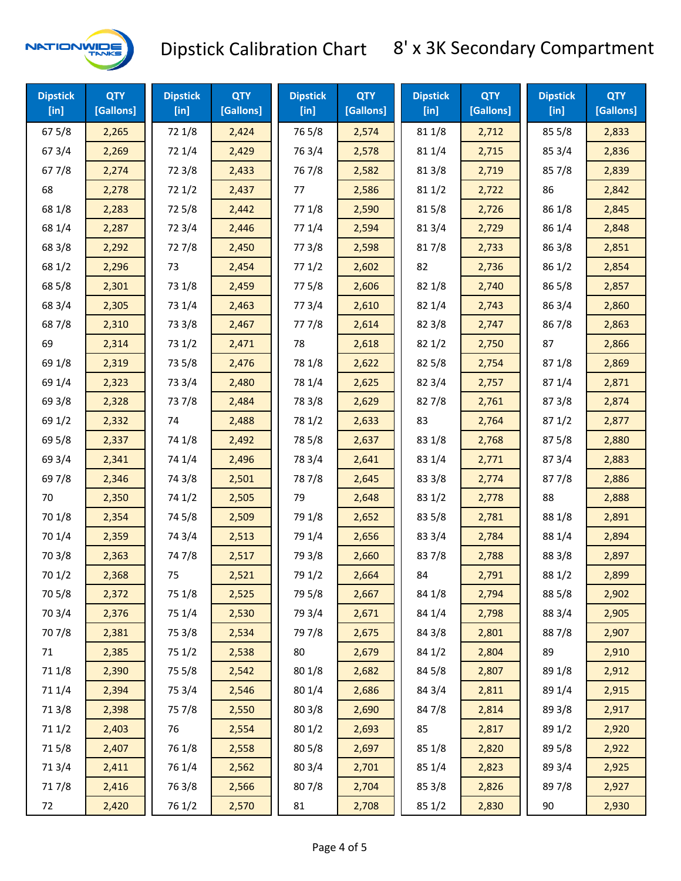# Dipstick Calibration Chart 8' x 3K Secondary Compartment

| Dipstick [in] | QTY [Gallons] | Dipstick [in] | QTY [Gallons] | Dipstick [in] | QTY [Gallons] | Dipstick [in] | QTY [Gallons] | Dipstick [in] | QTY [Gallons] |
|---|---|---|---|---|---|---|---|---|---|
| 67 5/8 | 2,265 | 72 1/8 | 2,424 | 76 5/8 | 2,574 | 81 1/8 | 2,712 | 85 5/8 | 2,833 |
| 67 3/4 | 2,269 | 72 1/4 | 2,429 | 76 3/4 | 2,578 | 81 1/4 | 2,715 | 85 3/4 | 2,836 |
| 67 7/8 | 2,274 | 72 3/8 | 2,433 | 76 7/8 | 2,582 | 81 3/8 | 2,719 | 85 7/8 | 2,839 |
| 68 | 2,278 | 72 1/2 | 2,437 | 77 | 2,586 | 81 1/2 | 2,722 | 86 | 2,842 |
| 68 1/8 | 2,283 | 72 5/8 | 2,442 | 77 1/8 | 2,590 | 81 5/8 | 2,726 | 86 1/8 | 2,845 |
| 68 1/4 | 2,287 | 72 3/4 | 2,446 | 77 1/4 | 2,594 | 81 3/4 | 2,729 | 86 1/4 | 2,848 |
| 68 3/8 | 2,292 | 72 7/8 | 2,450 | 77 3/8 | 2,598 | 81 7/8 | 2,733 | 86 3/8 | 2,851 |
| 68 1/2 | 2,296 | 73 | 2,454 | 77 1/2 | 2,602 | 82 | 2,736 | 86 1/2 | 2,854 |
| 68 5/8 | 2,301 | 73 1/8 | 2,459 | 77 5/8 | 2,606 | 82 1/8 | 2,740 | 86 5/8 | 2,857 |
| 68 3/4 | 2,305 | 73 1/4 | 2,463 | 77 3/4 | 2,610 | 82 1/4 | 2,743 | 86 3/4 | 2,860 |
| 68 7/8 | 2,310 | 73 3/8 | 2,467 | 77 7/8 | 2,614 | 82 3/8 | 2,747 | 86 7/8 | 2,863 |
| 69 | 2,314 | 73 1/2 | 2,471 | 78 | 2,618 | 82 1/2 | 2,750 | 87 | 2,866 |
| 69 1/8 | 2,319 | 73 5/8 | 2,476 | 78 1/8 | 2,622 | 82 5/8 | 2,754 | 87 1/8 | 2,869 |
| 69 1/4 | 2,323 | 73 3/4 | 2,480 | 78 1/4 | 2,625 | 82 3/4 | 2,757 | 87 1/4 | 2,871 |
| 69 3/8 | 2,328 | 73 7/8 | 2,484 | 78 3/8 | 2,629 | 82 7/8 | 2,761 | 87 3/8 | 2,874 |
| 69 1/2 | 2,332 | 74 | 2,488 | 78 1/2 | 2,633 | 83 | 2,764 | 87 1/2 | 2,877 |
| 69 5/8 | 2,337 | 74 1/8 | 2,492 | 78 5/8 | 2,637 | 83 1/8 | 2,768 | 87 5/8 | 2,880 |
| 69 3/4 | 2,341 | 74 1/4 | 2,496 | 78 3/4 | 2,641 | 83 1/4 | 2,771 | 87 3/4 | 2,883 |
| 69 7/8 | 2,346 | 74 3/8 | 2,501 | 78 7/8 | 2,645 | 83 3/8 | 2,774 | 87 7/8 | 2,886 |
| 70 | 2,350 | 74 1/2 | 2,505 | 79 | 2,648 | 83 1/2 | 2,778 | 88 | 2,888 |
| 70 1/8 | 2,354 | 74 5/8 | 2,509 | 79 1/8 | 2,652 | 83 5/8 | 2,781 | 88 1/8 | 2,891 |
| 70 1/4 | 2,359 | 74 3/4 | 2,513 | 79 1/4 | 2,656 | 83 3/4 | 2,784 | 88 1/4 | 2,894 |
| 70 3/8 | 2,363 | 74 7/8 | 2,517 | 79 3/8 | 2,660 | 83 7/8 | 2,788 | 88 3/8 | 2,897 |
| 70 1/2 | 2,368 | 75 | 2,521 | 79 1/2 | 2,664 | 84 | 2,791 | 88 1/2 | 2,899 |
| 70 5/8 | 2,372 | 75 1/8 | 2,525 | 79 5/8 | 2,667 | 84 1/8 | 2,794 | 88 5/8 | 2,902 |
| 70 3/4 | 2,376 | 75 1/4 | 2,530 | 79 3/4 | 2,671 | 84 1/4 | 2,798 | 88 3/4 | 2,905 |
| 70 7/8 | 2,381 | 75 3/8 | 2,534 | 79 7/8 | 2,675 | 84 3/8 | 2,801 | 88 7/8 | 2,907 |
| 71 | 2,385 | 75 1/2 | 2,538 | 80 | 2,679 | 84 1/2 | 2,804 | 89 | 2,910 |
| 71 1/8 | 2,390 | 75 5/8 | 2,542 | 80 1/8 | 2,682 | 84 5/8 | 2,807 | 89 1/8 | 2,912 |
| 71 1/4 | 2,394 | 75 3/4 | 2,546 | 80 1/4 | 2,686 | 84 3/4 | 2,811 | 89 1/4 | 2,915 |
| 71 3/8 | 2,398 | 75 7/8 | 2,550 | 80 3/8 | 2,690 | 84 7/8 | 2,814 | 89 3/8 | 2,917 |
| 71 1/2 | 2,403 | 76 | 2,554 | 80 1/2 | 2,693 | 85 | 2,817 | 89 1/2 | 2,920 |
| 71 5/8 | 2,407 | 76 1/8 | 2,558 | 80 5/8 | 2,697 | 85 1/8 | 2,820 | 89 5/8 | 2,922 |
| 71 3/4 | 2,411 | 76 1/4 | 2,562 | 80 3/4 | 2,701 | 85 1/4 | 2,823 | 89 3/4 | 2,925 |
| 71 7/8 | 2,416 | 76 3/8 | 2,566 | 80 7/8 | 2,704 | 85 3/8 | 2,826 | 89 7/8 | 2,927 |
| 72 | 2,420 | 76 1/2 | 2,570 | 81 | 2,708 | 85 1/2 | 2,830 | 90 | 2,930 |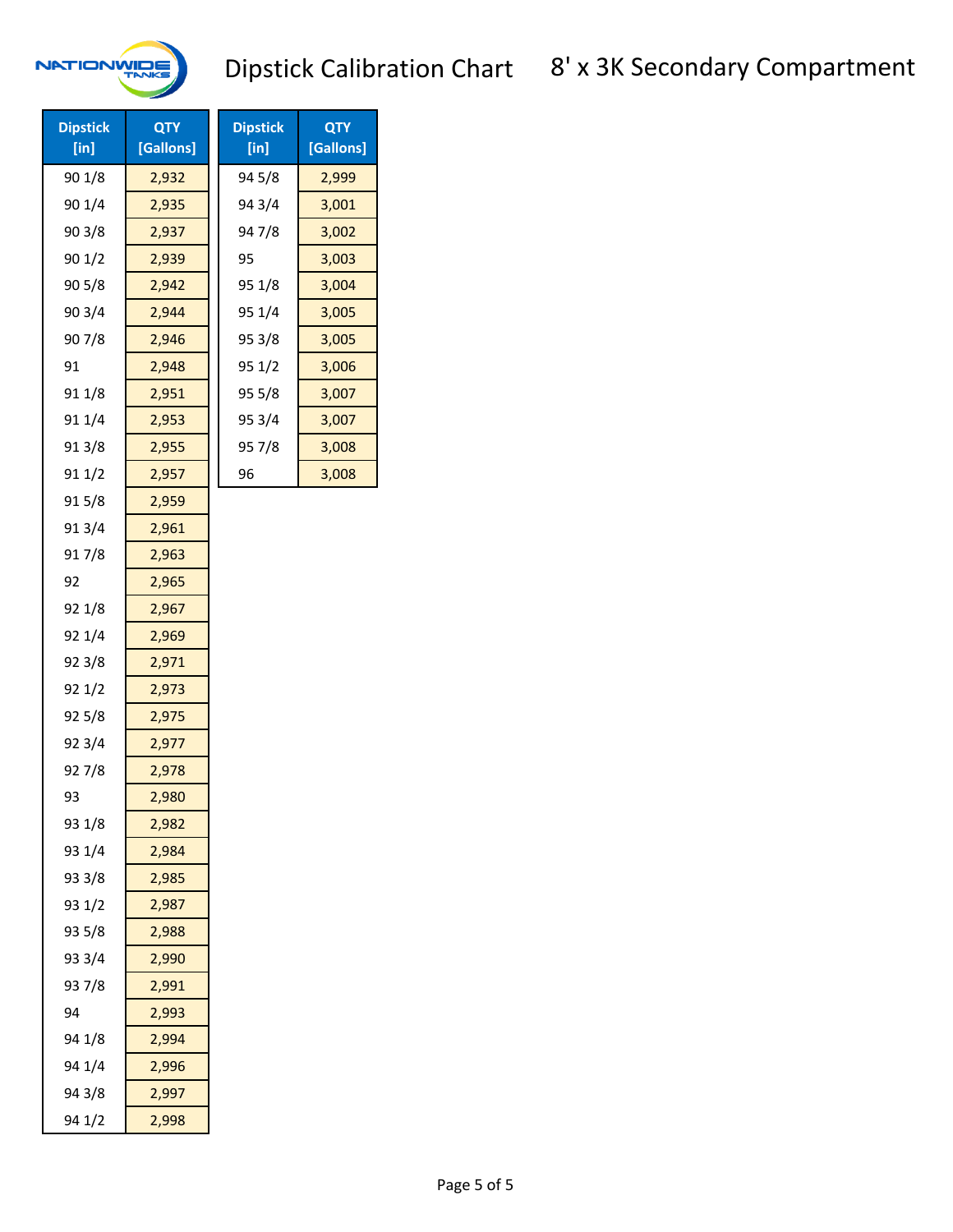# Dipstick Calibration Chart

## 8' x 3K Secondary Compartment

| Dipstick [in] | QTY [Gallons] |
|---|---|
| 90 1/8 | 2,932 |
| 90 1/4 | 2,935 |
| 90 3/8 | 2,937 |
| 90 1/2 | 2,939 |
| 90 5/8 | 2,942 |
| 90 3/4 | 2,944 |
| 90 7/8 | 2,946 |
| 91 | 2,948 |
| 91 1/8 | 2,951 |
| 91 1/4 | 2,953 |
| 91 3/8 | 2,955 |
| 91 1/2 | 2,957 |
| 91 5/8 | 2,959 |
| 91 3/4 | 2,961 |
| 91 7/8 | 2,963 |
| 92 | 2,965 |
| 92 1/8 | 2,967 |
| 92 1/4 | 2,969 |
| 92 3/8 | 2,971 |
| 92 1/2 | 2,973 |
| 92 5/8 | 2,975 |
| 92 3/4 | 2,977 |
| 92 7/8 | 2,978 |
| 93 | 2,980 |
| 93 1/8 | 2,982 |
| 93 1/4 | 2,984 |
| 93 3/8 | 2,985 |
| 93 1/2 | 2,987 |
| 93 5/8 | 2,988 |
| 93 3/4 | 2,990 |
| 93 7/8 | 2,991 |
| 94 | 2,993 |
| 94 1/8 | 2,994 |
| 94 1/4 | 2,996 |
| 94 3/8 | 2,997 |
| 94 1/2 | 2,998 |
| 94 5/8 | 2,999 |
| 94 3/4 | 3,001 |
| 94 7/8 | 3,002 |
| 95 | 3,003 |
| 95 1/8 | 3,004 |
| 95 1/4 | 3,005 |
| 95 3/8 | 3,005 |
| 95 1/2 | 3,006 |
| 95 5/8 | 3,007 |
| 95 3/4 | 3,007 |
| 95 7/8 | 3,008 |
| 96 | 3,008 |